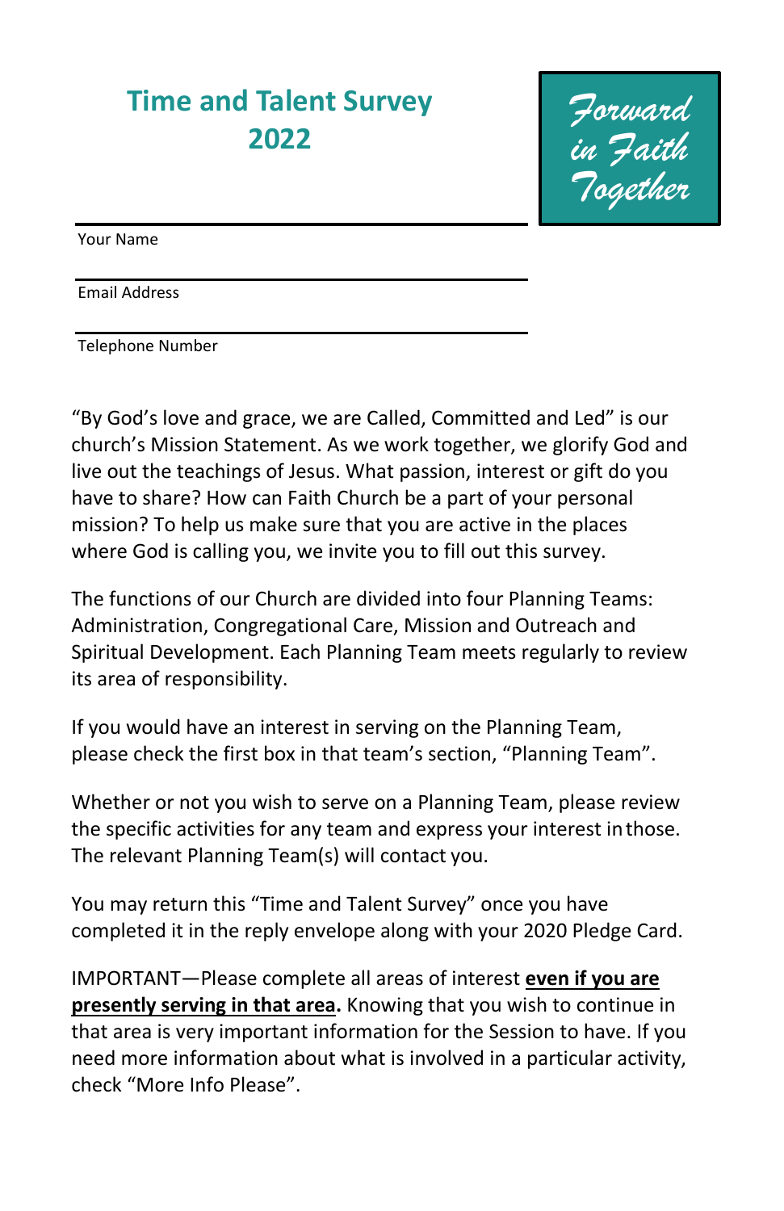# Time and Talent Survey 2022

**Forward in Faith Together**

Your Name

Email Address

Telephone Number

"By God's love and grace, we are Called, Committed and Led" is our church's Mission Statement. As we work together, we glorify God and live out the teachings of Jesus. What passion, interest or gift do you have to share? How can Faith Church be a part of your personal mission? To help us make sure that you are active in the places where God is calling you, we invite you to fill out this survey.

The functions of our Church are divided into four Planning Teams: Administration, Congregational Care, Mission and Outreach and Spiritual Development. Each Planning Team meets regularly to review its area of responsibility.

If you would have an interest in serving on the Planning Team, please check the first box in that team's section, "Planning Team".

Whether or not you wish to serve on a Planning Team, please review the specific activities for any team and express your interest in those. The relevant Planning Team(s) will contact you.

You may return this "Time and Talent Survey" once you have completed it in the reply envelope along with your 2020 Pledge Card.

IMPORTANT—Please complete all areas of interest **even if you are presently serving in that area.** Knowing that you wish to continue in that area is very important information for the Session to have. If you need more information about what is involved in a particular activity, check "More Info Please".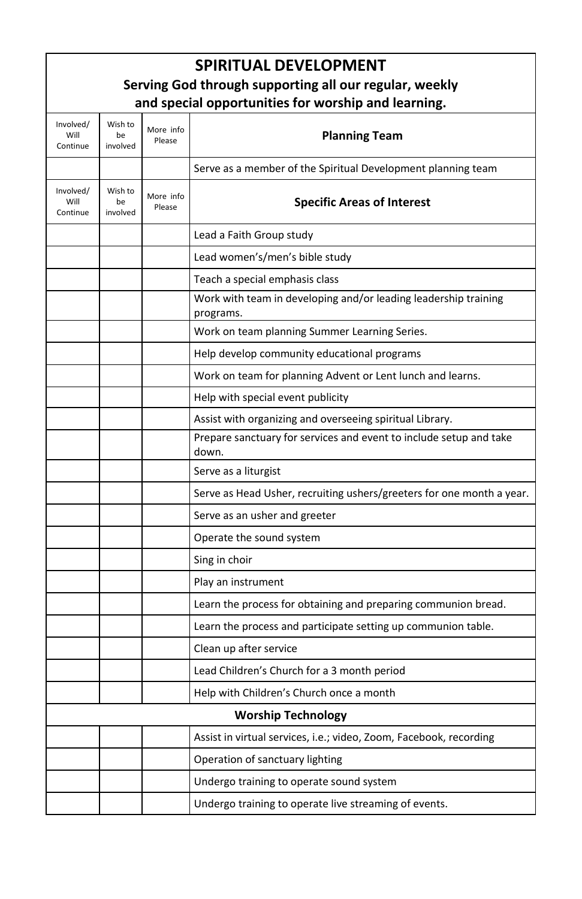# SPIRITUAL DEVELOPMENT

**Serving God through supporting all our regular, weekly and special opportunities for worship and learning.**

| Involved/ Will Continue | Wish to be involved | More info Please | **Planning Team** |
|---|---|---|---|
| | | | Serve as a member of the Spiritual Development planning team |
| **Involved/ Will Continue** | **Wish to be involved** | **More info Please** | **Specific Areas of Interest** |
| | | | Lead a Faith Group study |
| | | | Lead women's/men's bible study |
| | | | Teach a special emphasis class |
| | | | Work with team in developing and/or leading leadership training programs. |
| | | | Work on team planning Summer Learning Series. |
| | | | Help develop community educational programs |
| | | | Work on team for planning Advent or Lent lunch and learns. |
| | | | Help with special event publicity |
| | | | Assist with organizing and overseeing spiritual Library. |
| | | | Prepare sanctuary for services and event to include setup and take down. |
| | | | Serve as a liturgist |
| | | | Serve as Head Usher, recruiting ushers/greeters for one month a year. |
| | | | Serve as an usher and greeter |
| | | | Operate the sound system |
| | | | Sing in choir |
| | | | Play an instrument |
| | | | Learn the process for obtaining and preparing communion bread. |
| | | | Learn the process and participate setting up communion table. |
| | | | Clean up after service |
| | | | Lead Children's Church for a 3 month period |
| | | | Help with Children's Church once a month |
| | | | **Worship Technology** |
| | | | Assist in virtual services, i.e.; video, Zoom, Facebook, recording |
| | | | Operation of sanctuary lighting |
| | | | Undergo training to operate sound system |
| | | | Undergo training to operate live streaming of events. |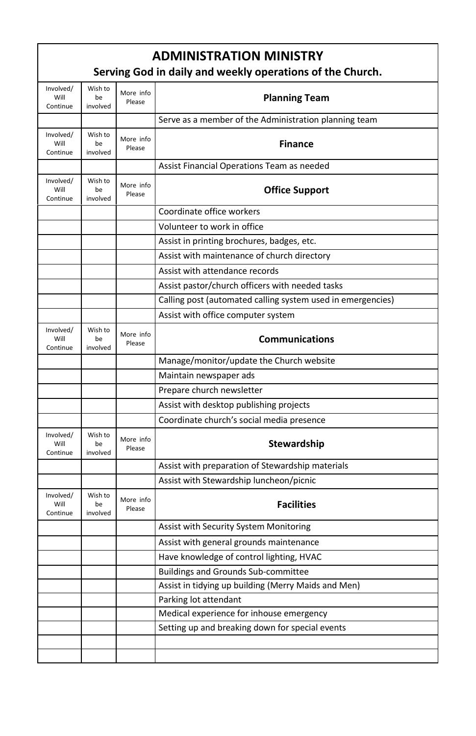# ADMINISTRATION MINISTRY

## Serving God in daily and weekly operations of the Church.

| Involved/ Will Continue | Wish to be involved | More info Please | **Planning Team** |
|---|---|---|---|
| | | | Serve as a member of the Administration planning team |
| **Involved/ Will Continue** | **Wish to be involved** | **More info Please** | **Finance** |
| | | | Assist Financial Operations Team as needed |
| **Involved/ Will Continue** | **Wish to be involved** | **More info Please** | **Office Support** |
| | | | Coordinate office workers |
| | | | Volunteer to work in office |
| | | | Assist in printing brochures, badges, etc. |
| | | | Assist with maintenance of church directory |
| | | | Assist with attendance records |
| | | | Assist pastor/church officers with needed tasks |
| | | | Calling post (automated calling system used in emergencies) |
| | | | Assist with office computer system |
| **Involved/ Will Continue** | **Wish to be involved** | **More info Please** | **Communications** |
| | | | Manage/monitor/update the Church website |
| | | | Maintain newspaper ads |
| | | | Prepare church newsletter |
| | | | Assist with desktop publishing projects |
| | | | Coordinate church's social media presence |
| **Involved/ Will Continue** | **Wish to be involved** | **More info Please** | **Stewardship** |
| | | | Assist with preparation of Stewardship materials |
| | | | Assist with Stewardship luncheon/picnic |
| **Involved/ Will Continue** | **Wish to be involved** | **More info Please** | **Facilities** |
| | | | Assist with Security System Monitoring |
| | | | Assist with general grounds maintenance |
| | | | Have knowledge of control lighting, HVAC |
| | | | Buildings and Grounds Sub-committee |
| | | | Assist in tidying up building (Merry Maids and Men) |
| | | | Parking lot attendant |
| | | | Medical experience for inhouse emergency |
| | | | Setting up and breaking down for special events |
| | | | |
| | | | |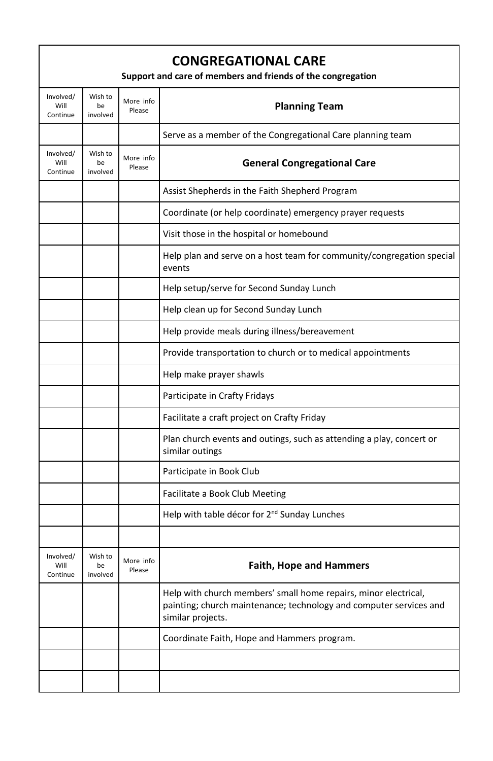# CONGREGATIONAL CARE

**Support and care of members and friends of the congregation**

| Involved/ Will Continue | Wish to be involved | More info Please | **Planning Team** |
|---|---|---|---|
| | | | Serve as a member of the Congregational Care planning team |
| **Involved/ Will Continue** | **Wish to be involved** | **More info Please** | **General Congregational Care** |
| | | | Assist Shepherds in the Faith Shepherd Program |
| | | | Coordinate (or help coordinate) emergency prayer requests |
| | | | Visit those in the hospital or homebound |
| | | | Help plan and serve on a host team for community/congregation special events |
| | | | Help setup/serve for Second Sunday Lunch |
| | | | Help clean up for Second Sunday Lunch |
| | | | Help provide meals during illness/bereavement |
| | | | Provide transportation to church or to medical appointments |
| | | | Help make prayer shawls |
| | | | Participate in Crafty Fridays |
| | | | Facilitate a craft project on Crafty Friday |
| | | | Plan church events and outings, such as attending a play, concert or similar outings |
| | | | Participate in Book Club |
| | | | Facilitate a Book Club Meeting |
| | | | Help with table décor for 2nd Sunday Lunches |
| | | | |
| **Involved/ Will Continue** | **Wish to be involved** | **More info Please** | **Faith, Hope and Hammers** |
| | | | Help with church members' small home repairs, minor electrical, painting; church maintenance; technology and computer services and similar projects. |
| | | | Coordinate Faith, Hope and Hammers program. |
| | | | |
| | | | |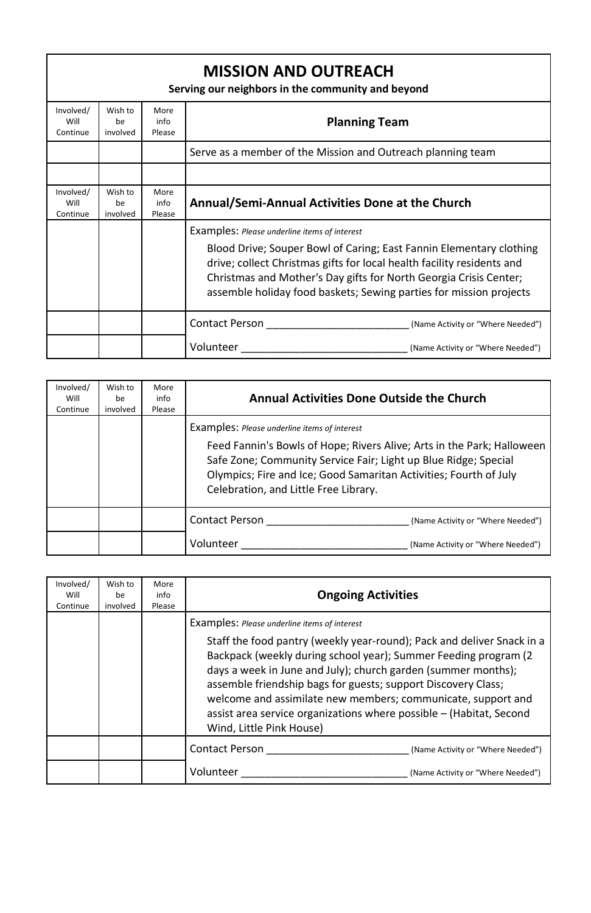## MISSION AND OUTREACH

**Serving our neighbors in the community and beyond**

| Involved/ Will Continue | Wish to be involved | More info Please | **Planning Team** |
|---|---|---|---|
| | | | Serve as a member of the Mission and Outreach planning team |
| | | | |
| **Involved/ Will Continue** | **Wish to be involved** | **More info Please** | **Annual/Semi-Annual Activities Done at the Church** |
| | | | Examples: *Please underline items of interest*<br>Blood Drive; Souper Bowl of Caring; East Fannin Elementary clothing drive; collect Christmas gifts for local health facility residents and Christmas and Mother's Day gifts for North Georgia Crisis Center; assemble holiday food baskets; Sewing parties for mission projects |
| | | | Contact Person ________________________ (Name Activity or "Where Needed") |
| | | | Volunteer ____________________________ (Name Activity or "Where Needed") |

| Involved/ Will Continue | Wish to be involved | More info Please | **Annual Activities Done Outside the Church** |
|---|---|---|---|
| | | | Examples: *Please underline items of interest*<br>Feed Fannin's Bowls of Hope; Rivers Alive; Arts in the Park; Halloween Safe Zone; Community Service Fair; Light up Blue Ridge; Special Olympics; Fire and Ice; Good Samaritan Activities; Fourth of July Celebration, and Little Free Library. |
| | | | Contact Person ________________________ (Name Activity or "Where Needed") |
| | | | Volunteer ____________________________ (Name Activity or "Where Needed") |

| Involved/ Will Continue | Wish to be involved | More info Please | **Ongoing Activities** |
|---|---|---|---|
| | | | Examples: *Please underline items of interest*<br>Staff the food pantry (weekly year-round); Pack and deliver Snack in a Backpack (weekly during school year); Summer Feeding program (2 days a week in June and July); church garden (summer months); assemble friendship bags for guests; support Discovery Class; welcome and assimilate new members; communicate, support and assist area service organizations where possible – (Habitat, Second Wind, Little Pink House) |
| | | | Contact Person ________________________ (Name Activity or "Where Needed") |
| | | | Volunteer ____________________________ (Name Activity or "Where Needed") |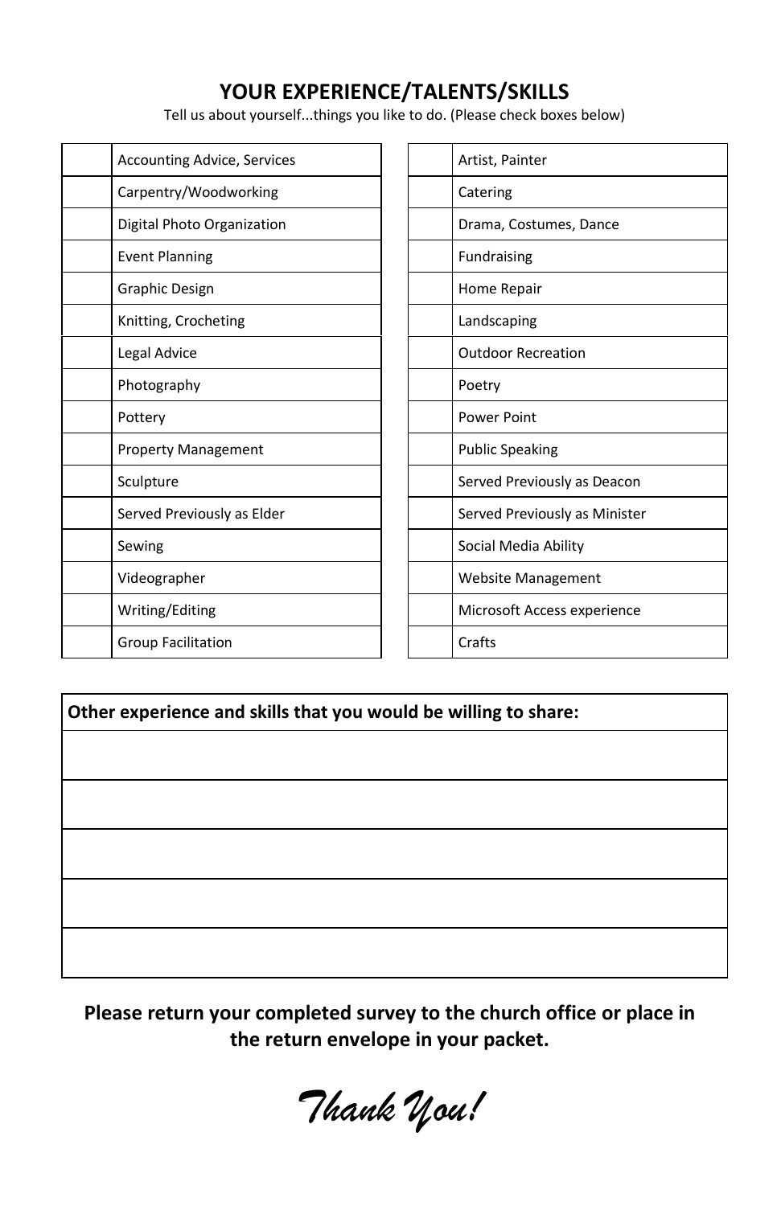## YOUR EXPERIENCE/TALENTS/SKILLS

Tell us about yourself...things you like to do. (Please check boxes below)

| | |
|---|---|
| | Accounting Advice, Services |
| | Carpentry/Woodworking |
| | Digital Photo Organization |
| | Event Planning |
| | Graphic Design |
| | Knitting, Crocheting |
| | Legal Advice |
| | Photography |
| | Pottery |
| | Property Management |
| | Sculpture |
| | Served Previously as Elder |
| | Sewing |
| | Videographer |
| | Writing/Editing |
| | Group Facilitation |

| | |
|---|---|
| | Artist, Painter |
| | Catering |
| | Drama, Costumes, Dance |
| | Fundraising |
| | Home Repair |
| | Landscaping |
| | Outdoor Recreation |
| | Poetry |
| | Power Point |
| | Public Speaking |
| | Served Previously as Deacon |
| | Served Previously as Minister |
| | Social Media Ability |
| | Website Management |
| | Microsoft Access experience |
| | Crafts |

| **Other experience and skills that you would be willing to share:** |
|---|
| |
| |
| |
| |
| |

**Please return your completed survey to the church office or place in the return envelope in your packet.**

*Thank You!*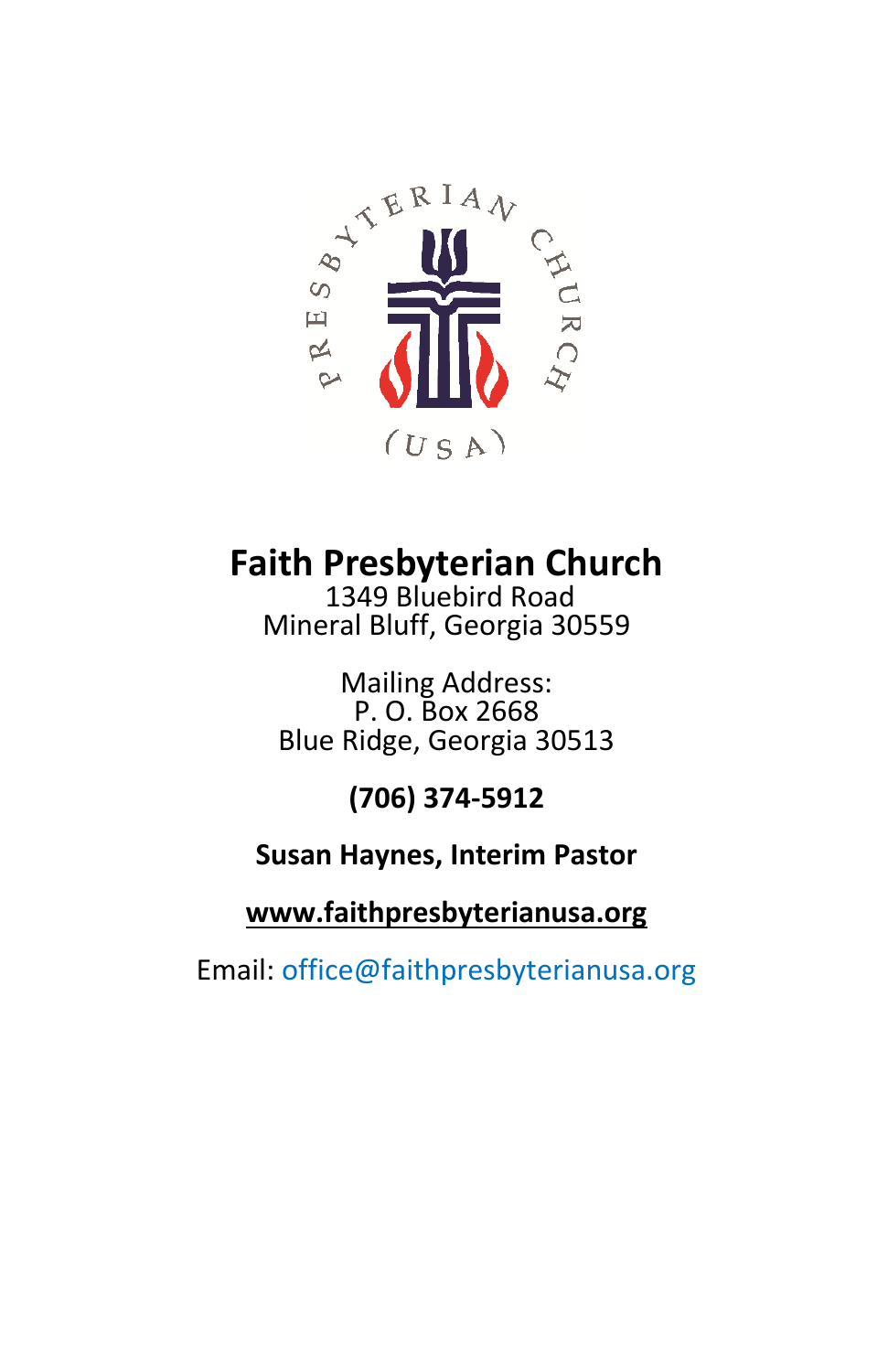PRESBYTERIAN CHURCH (USA)

# Faith Presbyterian Church

1349 Bluebird Road
Mineral Bluff, Georgia 30559

Mailing Address:
P. O. Box 2668
Blue Ridge, Georgia 30513

**(706) 374-5912**

**Susan Haynes, Interim Pastor**

**www.faithpresbyterianusa.org**

Email: office@faithpresbyterianusa.org